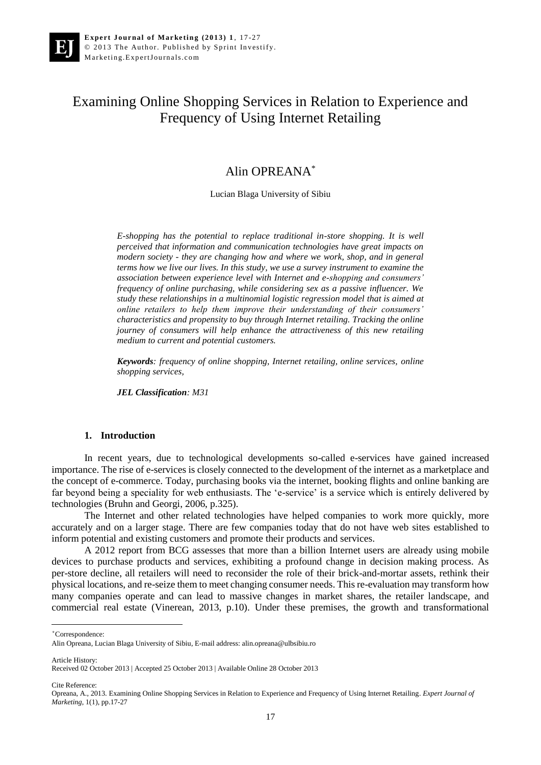# Examining Online Shopping Services in Relation to Experience and Frequency of Using Internet Retailing

Alin OPREANA[*]

Lucian Blaga University of Sibiu

*E-shopping has the potential to replace traditional in-store shopping. It is well perceived that information and communication technologies have great impacts on modern society - they are changing how and where we work, shop, and in general terms how we live our lives. In this study, we use a survey instrument to examine the association between experience level with Internet and e-shopping and consumers' frequency of online purchasing, while considering sex as a passive influencer. We study these relationships in a multinomial logistic regression model that is aimed at online retailers to help them improve their understanding of their consumers' characteristics and propensity to buy through Internet retailing. Tracking the online journey of consumers will help enhance the attractiveness of this new retailing medium to current and potential customers.*

***Keywords****: frequency of online shopping, Internet retailing, online services, online shopping services,*

***JEL Classification****: M31*

## 1. Introduction

In recent years, due to technological developments so-called e-services have gained increased importance. The rise of e-services is closely connected to the development of the internet as a marketplace and the concept of e-commerce. Today, purchasing books via the internet, booking flights and online banking are far beyond being a speciality for web enthusiasts. The 'e-service' is a service which is entirely delivered by technologies (Bruhn and Georgi, 2006, p.325).

The Internet and other related technologies have helped companies to work more quickly, more accurately and on a larger stage. There are few companies today that do not have web sites established to inform potential and existing customers and promote their products and services.

A 2012 report from BCG assesses that more than a billion Internet users are already using mobile devices to purchase products and services, exhibiting a profound change in decision making process. As per-store decline, all retailers will need to reconsider the role of their brick-and-mortar assets, rethink their physical locations, and re-seize them to meet changing consumer needs. This re-evaluation may transform how many companies operate and can lead to massive changes in market shares, the retailer landscape, and commercial real estate (Vinerean, 2013, p.10). Under these premises, the growth and transformational

---

[*]Correspondence:
Alin Opreana, Lucian Blaga University of Sibiu, E-mail address: alin.opreana@ulbsibiu.ro

Article History:
Received 02 October 2013 | Accepted 25 October 2013 | Available Online 28 October 2013

Cite Reference:
Opreana, A., 2013. Examining Online Shopping Services in Relation to Experience and Frequency of Using Internet Retailing. *Expert Journal of Marketing*, 1(1), pp.17-27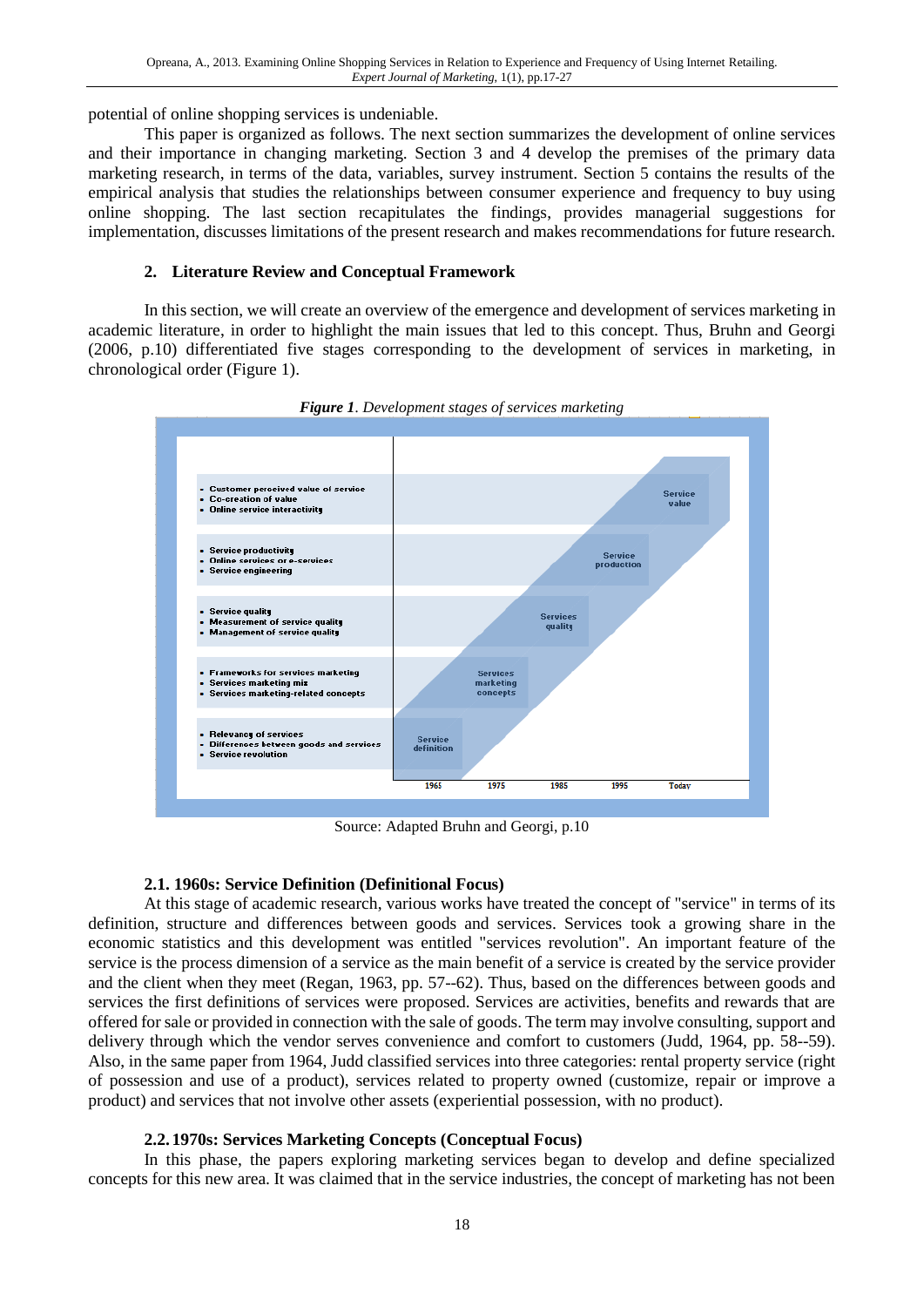potential of online shopping services is undeniable.

This paper is organized as follows. The next section summarizes the development of online services and their importance in changing marketing. Section 3 and 4 develop the premises of the primary data marketing research, in terms of the data, variables, survey instrument. Section 5 contains the results of the empirical analysis that studies the relationships between consumer experience and frequency to buy using online shopping. The last section recapitulates the findings, provides managerial suggestions for implementation, discusses limitations of the present research and makes recommendations for future research.

## 2. Literature Review and Conceptual Framework

In this section, we will create an overview of the emergence and development of services marketing in academic literature, in order to highlight the main issues that led to this concept. Thus, Bruhn and Georgi (2006, p.10) differentiated five stages corresponding to the development of services in marketing, in chronological order (Figure 1).

***Figure 1**. Development stages of services marketing*

- Customer perceived value of service
- Co-creation of value
- Online service interactivity

- Service productivity
- Online services or e-services
- Service engineering

- Service quality
- Measurement of service quality
- Management of service quality

- Frameworks for services marketing
- Services marketing mix
- Services marketing-related concepts

- Relevancy of services
- Differences between goods and services
- Service revolution

Service definition (1965) → Services marketing concepts (1975) → Services quality (1985) → Service production (1995) → Service value (Today)

Source: Adapted Bruhn and Georgi, p.10

### 2.1. 1960s: Service Definition (Definitional Focus)

At this stage of academic research, various works have treated the concept of "service" in terms of its definition, structure and differences between goods and services. Services took a growing share in the economic statistics and this development was entitled "services revolution". An important feature of the service is the process dimension of a service as the main benefit of a service is created by the service provider and the client when they meet (Regan, 1963, pp. 57--62). Thus, based on the differences between goods and services the first definitions of services were proposed. Services are activities, benefits and rewards that are offered for sale or provided in connection with the sale of goods. The term may involve consulting, support and delivery through which the vendor serves convenience and comfort to customers (Judd, 1964, pp. 58--59). Also, in the same paper from 1964, Judd classified services into three categories: rental property service (right of possession and use of a product), services related to property owned (customize, repair or improve a product) and services that not involve other assets (experiential possession, with no product).

### 2.2. 1970s: Services Marketing Concepts (Conceptual Focus)

In this phase, the papers exploring marketing services began to develop and define specialized concepts for this new area. It was claimed that in the service industries, the concept of marketing has not been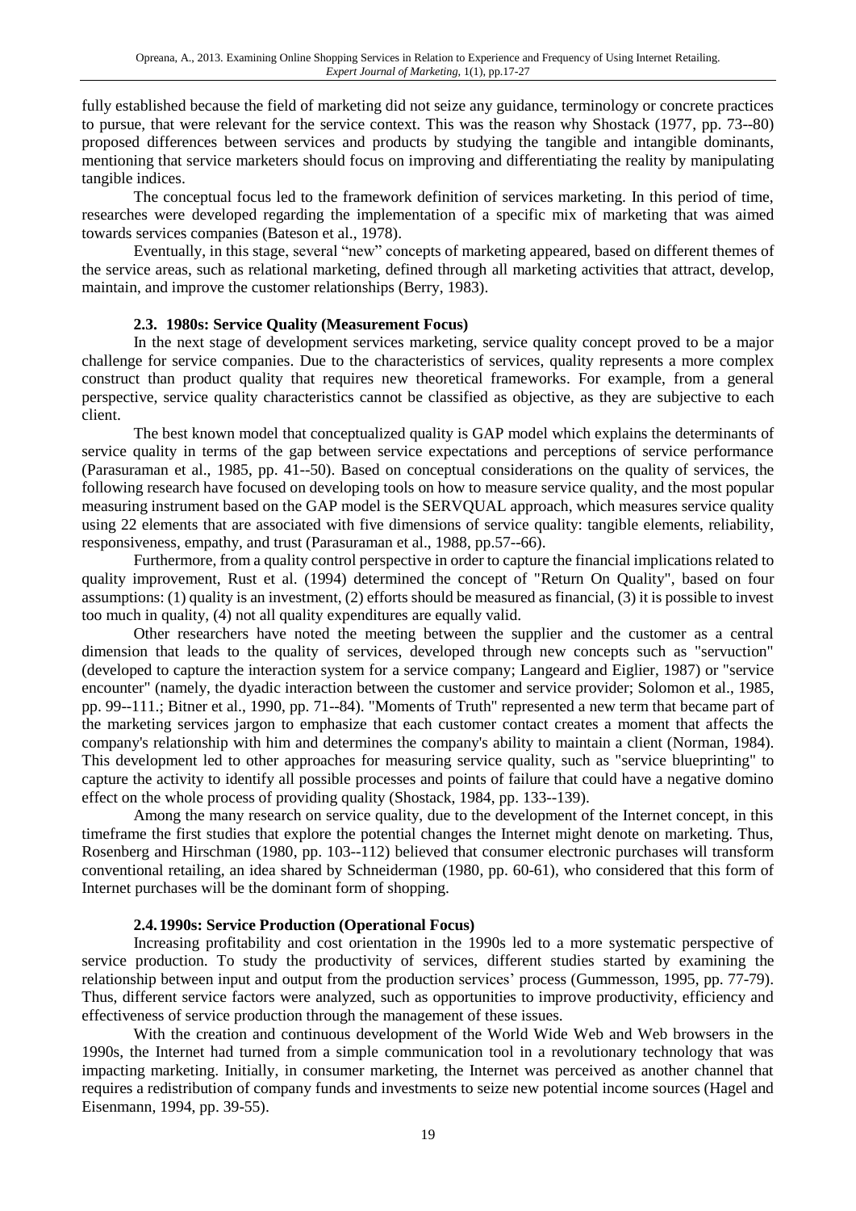fully established because the field of marketing did not seize any guidance, terminology or concrete practices to pursue, that were relevant for the service context. This was the reason why Shostack (1977, pp. 73--80) proposed differences between services and products by studying the tangible and intangible dominants, mentioning that service marketers should focus on improving and differentiating the reality by manipulating tangible indices.

The conceptual focus led to the framework definition of services marketing. In this period of time, researches were developed regarding the implementation of a specific mix of marketing that was aimed towards services companies (Bateson et al., 1978).

Eventually, in this stage, several "new" concepts of marketing appeared, based on different themes of the service areas, such as relational marketing, defined through all marketing activities that attract, develop, maintain, and improve the customer relationships (Berry, 1983).

### 2.3. 1980s: Service Quality (Measurement Focus)

In the next stage of development services marketing, service quality concept proved to be a major challenge for service companies. Due to the characteristics of services, quality represents a more complex construct than product quality that requires new theoretical frameworks. For example, from a general perspective, service quality characteristics cannot be classified as objective, as they are subjective to each client.

The best known model that conceptualized quality is GAP model which explains the determinants of service quality in terms of the gap between service expectations and perceptions of service performance (Parasuraman et al., 1985, pp. 41--50). Based on conceptual considerations on the quality of services, the following research have focused on developing tools on how to measure service quality, and the most popular measuring instrument based on the GAP model is the SERVQUAL approach, which measures service quality using 22 elements that are associated with five dimensions of service quality: tangible elements, reliability, responsiveness, empathy, and trust (Parasuraman et al., 1988, pp.57--66).

Furthermore, from a quality control perspective in order to capture the financial implications related to quality improvement, Rust et al. (1994) determined the concept of "Return On Quality", based on four assumptions: (1) quality is an investment, (2) efforts should be measured as financial, (3) it is possible to invest too much in quality, (4) not all quality expenditures are equally valid.

Other researchers have noted the meeting between the supplier and the customer as a central dimension that leads to the quality of services, developed through new concepts such as "servuction" (developed to capture the interaction system for a service company; Langeard and Eiglier, 1987) or "service encounter" (namely, the dyadic interaction between the customer and service provider; Solomon et al., 1985, pp. 99--111.; Bitner et al., 1990, pp. 71--84). "Moments of Truth" represented a new term that became part of the marketing services jargon to emphasize that each customer contact creates a moment that affects the company's relationship with him and determines the company's ability to maintain a client (Norman, 1984). This development led to other approaches for measuring service quality, such as "service blueprinting" to capture the activity to identify all possible processes and points of failure that could have a negative domino effect on the whole process of providing quality (Shostack, 1984, pp. 133--139).

Among the many research on service quality, due to the development of the Internet concept, in this timeframe the first studies that explore the potential changes the Internet might denote on marketing. Thus, Rosenberg and Hirschman (1980, pp. 103--112) believed that consumer electronic purchases will transform conventional retailing, an idea shared by Schneiderman (1980, pp. 60-61), who considered that this form of Internet purchases will be the dominant form of shopping.

### 2.4. 1990s: Service Production (Operational Focus)

Increasing profitability and cost orientation in the 1990s led to a more systematic perspective of service production. To study the productivity of services, different studies started by examining the relationship between input and output from the production services' process (Gummesson, 1995, pp. 77-79). Thus, different service factors were analyzed, such as opportunities to improve productivity, efficiency and effectiveness of service production through the management of these issues.

With the creation and continuous development of the World Wide Web and Web browsers in the 1990s, the Internet had turned from a simple communication tool in a revolutionary technology that was impacting marketing. Initially, in consumer marketing, the Internet was perceived as another channel that requires a redistribution of company funds and investments to seize new potential income sources (Hagel and Eisenmann, 1994, pp. 39-55).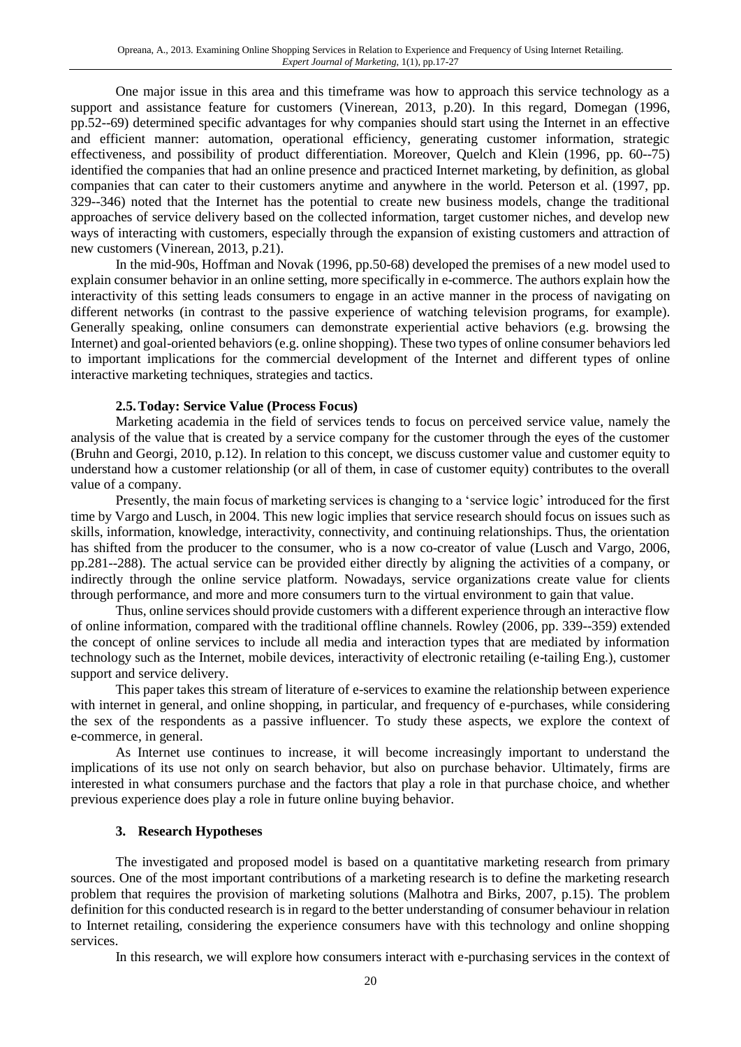One major issue in this area and this timeframe was how to approach this service technology as a support and assistance feature for customers (Vinerean, 2013, p.20). In this regard, Domegan (1996, pp.52--69) determined specific advantages for why companies should start using the Internet in an effective and efficient manner: automation, operational efficiency, generating customer information, strategic effectiveness, and possibility of product differentiation. Moreover, Quelch and Klein (1996, pp. 60--75) identified the companies that had an online presence and practiced Internet marketing, by definition, as global companies that can cater to their customers anytime and anywhere in the world. Peterson et al. (1997, pp. 329--346) noted that the Internet has the potential to create new business models, change the traditional approaches of service delivery based on the collected information, target customer niches, and develop new ways of interacting with customers, especially through the expansion of existing customers and attraction of new customers (Vinerean, 2013, p.21).

In the mid-90s, Hoffman and Novak (1996, pp.50-68) developed the premises of a new model used to explain consumer behavior in an online setting, more specifically in e-commerce. The authors explain how the interactivity of this setting leads consumers to engage in an active manner in the process of navigating on different networks (in contrast to the passive experience of watching television programs, for example). Generally speaking, online consumers can demonstrate experiential active behaviors (e.g. browsing the Internet) and goal-oriented behaviors (e.g. online shopping). These two types of online consumer behaviors led to important implications for the commercial development of the Internet and different types of online interactive marketing techniques, strategies and tactics.

### 2.5. Today: Service Value (Process Focus)

Marketing academia in the field of services tends to focus on perceived service value, namely the analysis of the value that is created by a service company for the customer through the eyes of the customer (Bruhn and Georgi, 2010, p.12). In relation to this concept, we discuss customer value and customer equity to understand how a customer relationship (or all of them, in case of customer equity) contributes to the overall value of a company.

Presently, the main focus of marketing services is changing to a 'service logic' introduced for the first time by Vargo and Lusch, in 2004. This new logic implies that service research should focus on issues such as skills, information, knowledge, interactivity, connectivity, and continuing relationships. Thus, the orientation has shifted from the producer to the consumer, who is a now co-creator of value (Lusch and Vargo, 2006, pp.281--288). The actual service can be provided either directly by aligning the activities of a company, or indirectly through the online service platform. Nowadays, service organizations create value for clients through performance, and more and more consumers turn to the virtual environment to gain that value.

Thus, online services should provide customers with a different experience through an interactive flow of online information, compared with the traditional offline channels. Rowley (2006, pp. 339--359) extended the concept of online services to include all media and interaction types that are mediated by information technology such as the Internet, mobile devices, interactivity of electronic retailing (e-tailing Eng.), customer support and service delivery.

This paper takes this stream of literature of e-services to examine the relationship between experience with internet in general, and online shopping, in particular, and frequency of e-purchases, while considering the sex of the respondents as a passive influencer. To study these aspects, we explore the context of e-commerce, in general.

As Internet use continues to increase, it will become increasingly important to understand the implications of its use not only on search behavior, but also on purchase behavior. Ultimately, firms are interested in what consumers purchase and the factors that play a role in that purchase choice, and whether previous experience does play a role in future online buying behavior.

## 3. Research Hypotheses

The investigated and proposed model is based on a quantitative marketing research from primary sources. One of the most important contributions of a marketing research is to define the marketing research problem that requires the provision of marketing solutions (Malhotra and Birks, 2007, p.15). The problem definition for this conducted research is in regard to the better understanding of consumer behaviour in relation to Internet retailing, considering the experience consumers have with this technology and online shopping services.

In this research, we will explore how consumers interact with e-purchasing services in the context of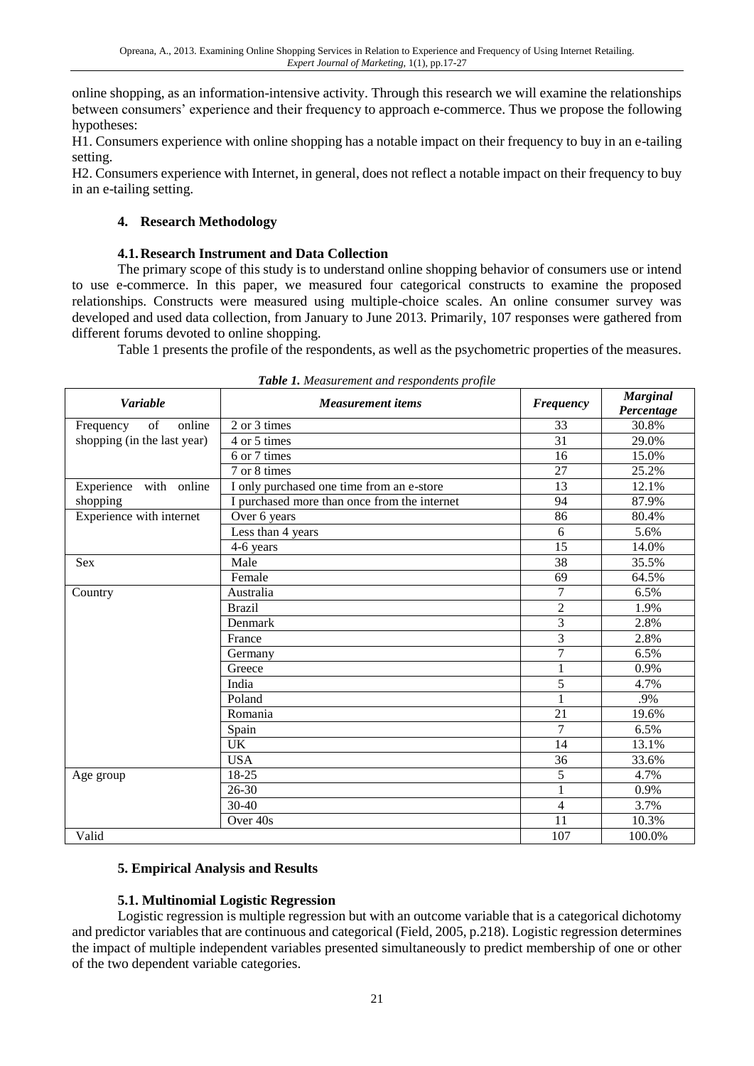online shopping, as an information-intensive activity. Through this research we will examine the relationships between consumers' experience and their frequency to approach e-commerce. Thus we propose the following hypotheses:

H1. Consumers experience with online shopping has a notable impact on their frequency to buy in an e-tailing setting.

H2. Consumers experience with Internet, in general, does not reflect a notable impact on their frequency to buy in an e-tailing setting.

## 4. Research Methodology

### 4.1. Research Instrument and Data Collection

The primary scope of this study is to understand online shopping behavior of consumers use or intend to use e-commerce. In this paper, we measured four categorical constructs to examine the proposed relationships. Constructs were measured using multiple-choice scales. An online consumer survey was developed and used data collection, from January to June 2013. Primarily, 107 responses were gathered from different forums devoted to online shopping.

Table 1 presents the profile of the respondents, as well as the psychometric properties of the measures.

***Table 1.*** *Measurement and respondents profile*

| *Variable* | *Measurement items* | *Frequency* | *Marginal Percentage* |
|---|---|---|---|
| Frequency of online shopping (in the last year) | 2 or 3 times | 33 | 30.8% |
| | 4 or 5 times | 31 | 29.0% |
| | 6 or 7 times | 16 | 15.0% |
| | 7 or 8 times | 27 | 25.2% |
| Experience with online shopping | I only purchased one time from an e-store | 13 | 12.1% |
| | I purchased more than once from the internet | 94 | 87.9% |
| Experience with internet | Over 6 years | 86 | 80.4% |
| | Less than 4 years | 6 | 5.6% |
| | 4-6 years | 15 | 14.0% |
| Sex | Male | 38 | 35.5% |
| | Female | 69 | 64.5% |
| Country | Australia | 7 | 6.5% |
| | Brazil | 2 | 1.9% |
| | Denmark | 3 | 2.8% |
| | France | 3 | 2.8% |
| | Germany | 7 | 6.5% |
| | Greece | 1 | 0.9% |
| | India | 5 | 4.7% |
| | Poland | 1 | .9% |
| | Romania | 21 | 19.6% |
| | Spain | 7 | 6.5% |
| | UK | 14 | 13.1% |
| | USA | 36 | 33.6% |
| Age group | 18-25 | 5 | 4.7% |
| | 26-30 | 1 | 0.9% |
| | 30-40 | 4 | 3.7% |
| | Over 40s | 11 | 10.3% |
| Valid | | 107 | 100.0% |

## 5. Empirical Analysis and Results

### 5.1. Multinomial Logistic Regression

Logistic regression is multiple regression but with an outcome variable that is a categorical dichotomy and predictor variables that are continuous and categorical (Field, 2005, p.218). Logistic regression determines the impact of multiple independent variables presented simultaneously to predict membership of one or other of the two dependent variable categories.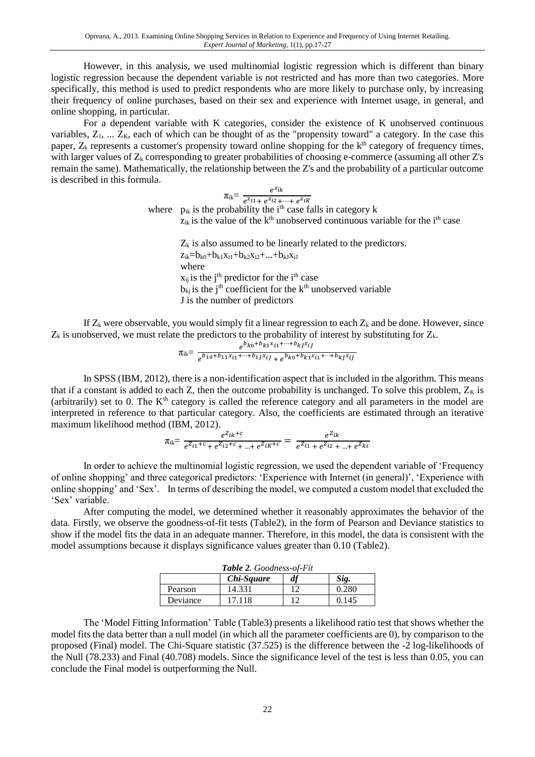However, in this analysis, we used multinomial logistic regression which is different than binary logistic regression because the dependent variable is not restricted and has more than two categories. More specifically, this method is used to predict respondents who are more likely to purchase only, by increasing their frequency of online purchases, based on their sex and experience with Internet usage, in general, and online shopping, in particular.

For a dependent variable with K categories, consider the existence of K unobserved continuous variables, $Z_1$, ... $Z_K$, each of which can be thought of as the "propensity toward" a category. In the case this paper, $Z_k$ represents a customer's propensity toward online shopping for the $k^{th}$ category of frequency times, with larger values of $Z_k$ corresponding to greater probabilities of choosing e-commerce (assuming all other Z's remain the same). Mathematically, the relationship between the Z's and the probability of a particular outcome is described in this formula.

$$\pi_{ik} = \frac{e^{z_{ik}}}{e^{z_{i1}} + e^{z_{i2}} + \cdots + e^{z_{iK}}}$$

where $p_{ik}$ is the probability the $i^{th}$ case falls in category k

$z_{ik}$ is the value of the $k^{th}$ unobserved continuous variable for the $i^{th}$ case

$Z_k$ is also assumed to be linearly related to the predictors.

$z_{ik}=b_{k0}+b_{k1}x_{i1}+b_{k2}x_{i2}+...+b_{kJ}x_{iJ}$

where

$x_{ij}$ is the $j^{th}$ predictor for the $i^{th}$ case

$b_{kj}$ is the $j^{th}$ coefficient for the $k^{th}$ unobserved variable

J is the number of predictors

If $Z_k$ were observable, you would simply fit a linear regression to each $Z_k$ and be done. However, since $Z_k$ is unobserved, we must relate the predictors to the probability of interest by substituting for $Z_k$.

$$\pi_{ik} = \frac{e^{b_{k0}+b_{k1}x_{i1}+\cdots+b_{kJ}x_{iJ}}}{e^{b_{10}+b_{11}x_{i1}+\cdots+b_{1J}x_{iJ}} + e^{b_{k0}+b_{k1}x_{i1}+\cdots+b_{kJ}x_{iJ}}}$$

In SPSS (IBM, 2012), there is a non-identification aspect that is included in the algorithm. This means that if a constant is added to each Z, then the outcome probability is unchanged. To solve this problem, $Z_K$ is (arbitrarily) set to 0. The $K^{th}$ category is called the reference category and all parameters in the model are interpreted in reference to that particular category. Also, the coefficients are estimated through an iterative maximum likelihood method (IBM, 2012).

$$\pi_{ik} = \frac{e^{Z_{ik}+c}}{e^{Z_{i1}+c} + e^{Z_{i2}+c} + \ldots + e^{Z_{iK}+c}} = \frac{e^{Z_{ik}}}{e^{Z_{i1}} + e^{Z_{i2}} + \ldots + e^{Z_{ki}}}$$

In order to achieve the multinomial logistic regression, we used the dependent variable of 'Frequency of online shopping' and three categorical predictors: 'Experience with Internet (in general)', 'Experience with online shopping' and 'Sex'. In terms of describing the model, we computed a custom model that excluded the 'Sex' variable.

After computing the model, we determined whether it reasonably approximates the behavior of the data. Firstly, we observe the goodness-of-fit tests (Table2), in the form of Pearson and Deviance statistics to show if the model fits the data in an adequate manner. Therefore, in this model, the data is consistent with the model assumptions because it displays significance values greater than 0.10 (Table2).

***Table 2**. Goodness-of-Fit*

| | *Chi-Square* | *df* | *Sig.* |
|---|---|---|---|
| Pearson | 14.331 | 12 | 0.280 |
| Deviance | 17.118 | 12 | 0.145 |

The 'Model Fitting Information' Table (Table3) presents a likelihood ratio test that shows whether the model fits the data better than a null model (in which all the parameter coefficients are 0), by comparison to the proposed (Final) model. The Chi-Square statistic (37.525) is the difference between the -2 log-likelihoods of the Null (78.233) and Final (40.708) models. Since the significance level of the test is less than 0.05, you can conclude the Final model is outperforming the Null.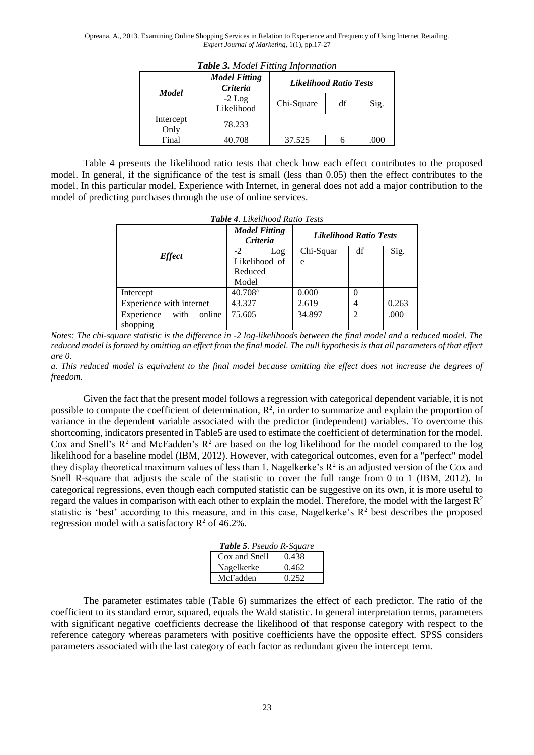***Table 3.** Model Fitting Information*

| *Model* | *Model Fitting Criteria* | *Likelihood Ratio Tests* | | |
|---|---|---|---|---|
| | -2 Log Likelihood | Chi-Square | df | Sig. |
| Intercept Only | 78.233 | | | |
| Final | 40.708 | 37.525 | 6 | .000 |

Table 4 presents the likelihood ratio tests that check how each effect contributes to the proposed model. In general, if the significance of the test is small (less than 0.05) then the effect contributes to the model. In this particular model, Experience with Internet, in general does not add a major contribution to the model of predicting purchases through the use of online services.

***Table 4**. Likelihood Ratio Tests*

| *Effect* | *Model Fitting Criteria* | *Likelihood Ratio Tests* | | |
|---|---|---|---|---|
| | -2 Log Likelihood of Reduced Model | Chi-Square | df | Sig. |
| Intercept | 40.708[a] | 0.000 | 0 | |
| Experience with internet | 43.327 | 2.619 | 4 | 0.263 |
| Experience with online shopping | 75.605 | 34.897 | 2 | .000 |

*Notes: The chi-square statistic is the difference in -2 log-likelihoods between the final model and a reduced model. The reduced model is formed by omitting an effect from the final model. The null hypothesis is that all parameters of that effect are 0.*

*a. This reduced model is equivalent to the final model because omitting the effect does not increase the degrees of freedom.*

Given the fact that the present model follows a regression with categorical dependent variable, it is not possible to compute the coefficient of determination, $R^2$, in order to summarize and explain the proportion of variance in the dependent variable associated with the predictor (independent) variables. To overcome this shortcoming, indicators presented in Table5 are used to estimate the coefficient of determination for the model. Cox and Snell's $R^2$ and McFadden's $R^2$ are based on the log likelihood for the model compared to the log likelihood for a baseline model (IBM, 2012). However, with categorical outcomes, even for a "perfect" model they display theoretical maximum values of less than 1. Nagelkerke's $R^2$ is an adjusted version of the Cox and Snell R-square that adjusts the scale of the statistic to cover the full range from 0 to 1 (IBM, 2012). In categorical regressions, even though each computed statistic can be suggestive on its own, it is more useful to regard the values in comparison with each other to explain the model. Therefore, the model with the largest $R^2$ statistic is 'best' according to this measure, and in this case, Nagelkerke's $R^2$ best describes the proposed regression model with a satisfactory $R^2$ of 46.2%.

***Table 5**. Pseudo R-Square*

| | |
|---|---|
| Cox and Snell | 0.438 |
| Nagelkerke | 0.462 |
| McFadden | 0.252 |

The parameter estimates table (Table 6) summarizes the effect of each predictor. The ratio of the coefficient to its standard error, squared, equals the Wald statistic. In general interpretation terms, parameters with significant negative coefficients decrease the likelihood of that response category with respect to the reference category whereas parameters with positive coefficients have the opposite effect. SPSS considers parameters associated with the last category of each factor as redundant given the intercept term.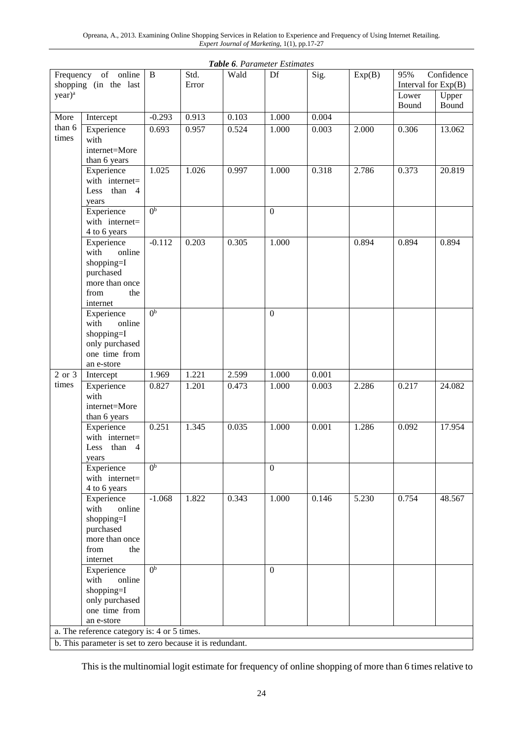***Table 6**. Parameter Estimates*

| Frequency of online shopping (in the last year)[a] | | B | Std. Error | Wald | Df | Sig. | Exp(B) | 95% Confidence Interval for Exp(B) | |
|---|---|---|---|---|---|---|---|---|---|
| | | | | | | | | Lower Bound | Upper Bound |
| More than 6 times | Intercept | -0.293 | 0.913 | 0.103 | 1.000 | 0.004 | | | |
| | Experience with internet=More than 6 years | 0.693 | 0.957 | 0.524 | 1.000 | 0.003 | 2.000 | 0.306 | 13.062 |
| | Experience with internet= Less than 4 years | 1.025 | 1.026 | 0.997 | 1.000 | 0.318 | 2.786 | 0.373 | 20.819 |
| | Experience with internet= 4 to 6 years | 0[b] | | | 0 | | | | |
| | Experience with online shopping=I purchased more than once from the internet | -0.112 | 0.203 | 0.305 | 1.000 | | 0.894 | 0.894 | 0.894 |
| | Experience with online shopping=I only purchased one time from an e-store | 0[b] | | | 0 | | | | |
| 2 or 3 times | Intercept | 1.969 | 1.221 | 2.599 | 1.000 | 0.001 | | | |
| | Experience with internet=More than 6 years | 0.827 | 1.201 | 0.473 | 1.000 | 0.003 | 2.286 | 0.217 | 24.082 |
| | Experience with internet= Less than 4 years | 0.251 | 1.345 | 0.035 | 1.000 | 0.001 | 1.286 | 0.092 | 17.954 |
| | Experience with internet= 4 to 6 years | 0[b] | | | 0 | | | | |
| | Experience with online shopping=I purchased more than once from the internet | -1.068 | 1.822 | 0.343 | 1.000 | 0.146 | 5.230 | 0.754 | 48.567 |
| | Experience with online shopping=I only purchased one time from an e-store | 0[b] | | | 0 | | | | |

a. The reference category is: 4 or 5 times.

b. This parameter is set to zero because it is redundant.

This is the multinomial logit estimate for frequency of online shopping of more than 6 times relative to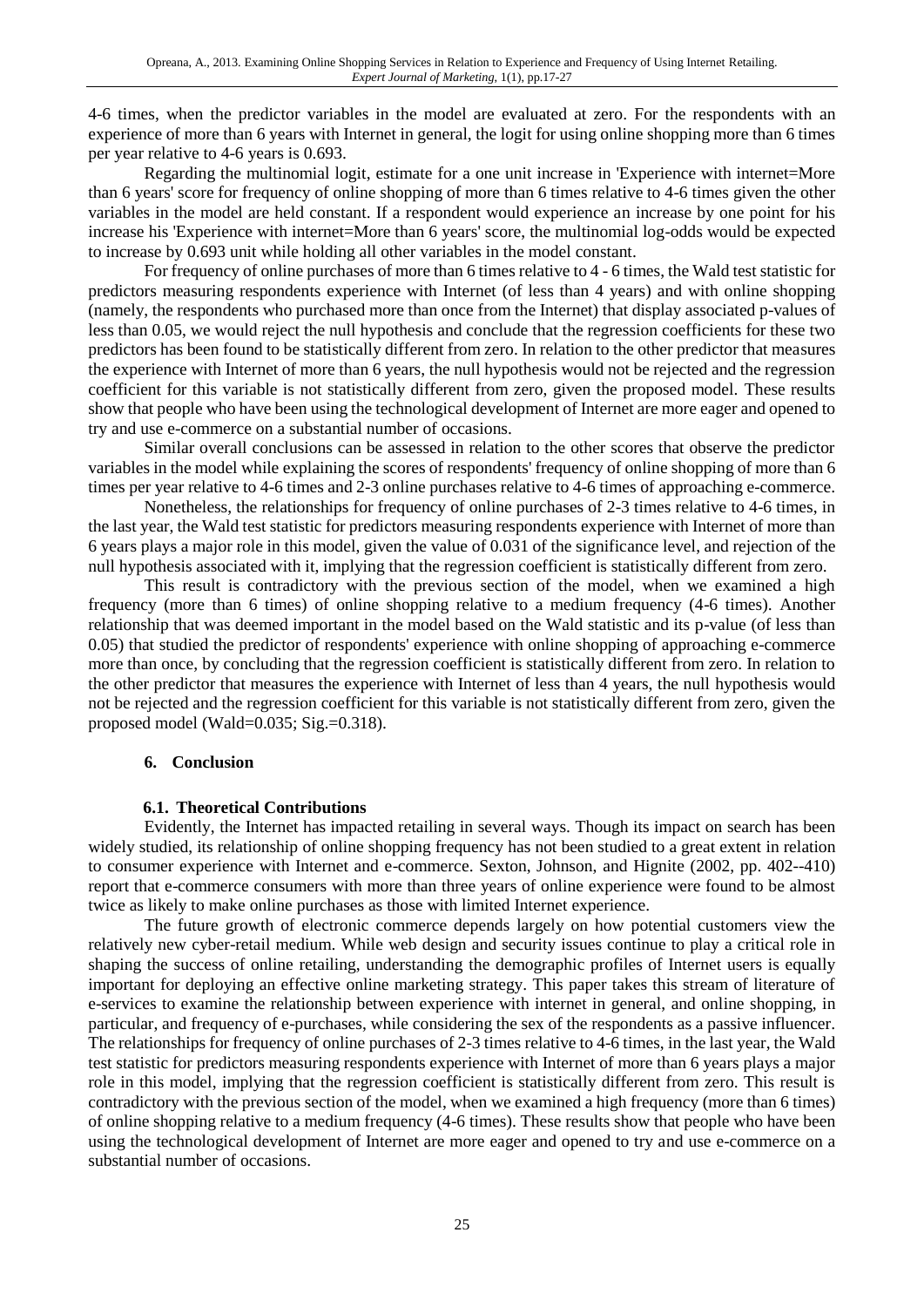4-6 times, when the predictor variables in the model are evaluated at zero. For the respondents with an experience of more than 6 years with Internet in general, the logit for using online shopping more than 6 times per year relative to 4-6 years is 0.693.

Regarding the multinomial logit, estimate for a one unit increase in 'Experience with internet=More than 6 years' score for frequency of online shopping of more than 6 times relative to 4-6 times given the other variables in the model are held constant. If a respondent would experience an increase by one point for his increase his 'Experience with internet=More than 6 years' score, the multinomial log-odds would be expected to increase by 0.693 unit while holding all other variables in the model constant.

For frequency of online purchases of more than 6 times relative to 4 - 6 times, the Wald test statistic for predictors measuring respondents experience with Internet (of less than 4 years) and with online shopping (namely, the respondents who purchased more than once from the Internet) that display associated p-values of less than 0.05, we would reject the null hypothesis and conclude that the regression coefficients for these two predictors has been found to be statistically different from zero. In relation to the other predictor that measures the experience with Internet of more than 6 years, the null hypothesis would not be rejected and the regression coefficient for this variable is not statistically different from zero, given the proposed model. These results show that people who have been using the technological development of Internet are more eager and opened to try and use e-commerce on a substantial number of occasions.

Similar overall conclusions can be assessed in relation to the other scores that observe the predictor variables in the model while explaining the scores of respondents' frequency of online shopping of more than 6 times per year relative to 4-6 times and 2-3 online purchases relative to 4-6 times of approaching e-commerce.

Nonetheless, the relationships for frequency of online purchases of 2-3 times relative to 4-6 times, in the last year, the Wald test statistic for predictors measuring respondents experience with Internet of more than 6 years plays a major role in this model, given the value of 0.031 of the significance level, and rejection of the null hypothesis associated with it, implying that the regression coefficient is statistically different from zero.

This result is contradictory with the previous section of the model, when we examined a high frequency (more than 6 times) of online shopping relative to a medium frequency (4-6 times). Another relationship that was deemed important in the model based on the Wald statistic and its p-value (of less than 0.05) that studied the predictor of respondents' experience with online shopping of approaching e-commerce more than once, by concluding that the regression coefficient is statistically different from zero. In relation to the other predictor that measures the experience with Internet of less than 4 years, the null hypothesis would not be rejected and the regression coefficient for this variable is not statistically different from zero, given the proposed model (Wald=0.035; Sig.=0.318).

## 6. Conclusion

### 6.1. Theoretical Contributions

Evidently, the Internet has impacted retailing in several ways. Though its impact on search has been widely studied, its relationship of online shopping frequency has not been studied to a great extent in relation to consumer experience with Internet and e-commerce. Sexton, Johnson, and Hignite (2002, pp. 402--410) report that e-commerce consumers with more than three years of online experience were found to be almost twice as likely to make online purchases as those with limited Internet experience.

The future growth of electronic commerce depends largely on how potential customers view the relatively new cyber-retail medium. While web design and security issues continue to play a critical role in shaping the success of online retailing, understanding the demographic profiles of Internet users is equally important for deploying an effective online marketing strategy. This paper takes this stream of literature of e-services to examine the relationship between experience with internet in general, and online shopping, in particular, and frequency of e-purchases, while considering the sex of the respondents as a passive influencer. The relationships for frequency of online purchases of 2-3 times relative to 4-6 times, in the last year, the Wald test statistic for predictors measuring respondents experience with Internet of more than 6 years plays a major role in this model, implying that the regression coefficient is statistically different from zero. This result is contradictory with the previous section of the model, when we examined a high frequency (more than 6 times) of online shopping relative to a medium frequency (4-6 times). These results show that people who have been using the technological development of Internet are more eager and opened to try and use e-commerce on a substantial number of occasions.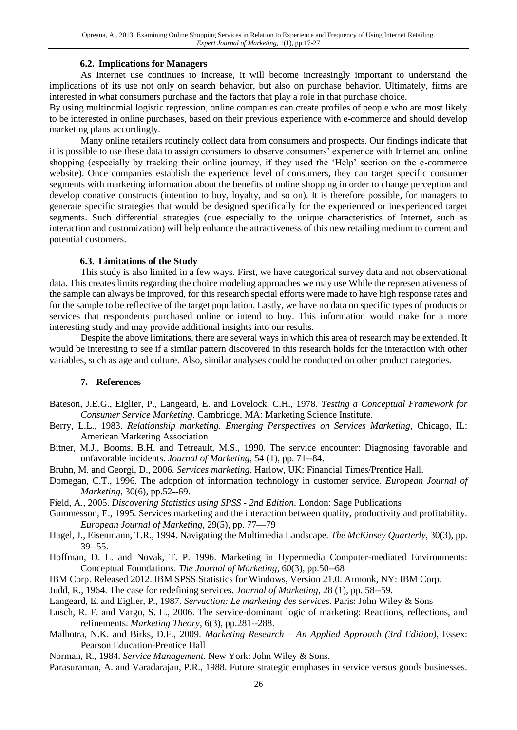### 6.2. Implications for Managers

As Internet use continues to increase, it will become increasingly important to understand the implications of its use not only on search behavior, but also on purchase behavior. Ultimately, firms are interested in what consumers purchase and the factors that play a role in that purchase choice.

By using multinomial logistic regression, online companies can create profiles of people who are most likely to be interested in online purchases, based on their previous experience with e-commerce and should develop marketing plans accordingly.

Many online retailers routinely collect data from consumers and prospects. Our findings indicate that it is possible to use these data to assign consumers to observe consumers' experience with Internet and online shopping (especially by tracking their online journey, if they used the 'Help' section on the e-commerce website). Once companies establish the experience level of consumers, they can target specific consumer segments with marketing information about the benefits of online shopping in order to change perception and develop conative constructs (intention to buy, loyalty, and so on). It is therefore possible, for managers to generate specific strategies that would be designed specifically for the experienced or inexperienced target segments. Such differential strategies (due especially to the unique characteristics of Internet, such as interaction and customization) will help enhance the attractiveness of this new retailing medium to current and potential customers.

### 6.3. Limitations of the Study

This study is also limited in a few ways. First, we have categorical survey data and not observational data. This creates limits regarding the choice modeling approaches we may use While the representativeness of the sample can always be improved, for this research special efforts were made to have high response rates and for the sample to be reflective of the target population. Lastly, we have no data on specific types of products or services that respondents purchased online or intend to buy. This information would make for a more interesting study and may provide additional insights into our results.

Despite the above limitations, there are several ways in which this area of research may be extended. It would be interesting to see if a similar pattern discovered in this research holds for the interaction with other variables, such as age and culture. Also, similar analyses could be conducted on other product categories.

## 7. References

Bateson, J.E.G., Eiglier, P., Langeard, E. and Lovelock, C.H., 1978. *Testing a Conceptual Framework for Consumer Service Marketing*. Cambridge, MA: Marketing Science Institute.

Berry, L.L., 1983. *Relationship marketing. Emerging Perspectives on Services Marketing*, Chicago, IL: American Marketing Association

Bitner, M.J., Booms, B.H. and Tetreault, M.S., 1990. The service encounter: Diagnosing favorable and unfavorable incidents. *Journal of Marketing*, 54 (1), pp. 71--84.

Bruhn, M. and Georgi, D., 2006. *Services marketing*. Harlow, UK: Financial Times/Prentice Hall.

Domegan, C.T., 1996. The adoption of information technology in customer service. *European Journal of Marketing*, 30(6), pp.52--69.

Field, A., 2005. *Discovering Statistics using SPSS - 2nd Edition*. London: Sage Publications

Gummesson, E., 1995. Services marketing and the interaction between quality, productivity and profitability. *European Journal of Marketing*, 29(5), pp. 77—79

Hagel, J., Eisenmann, T.R., 1994. Navigating the Multimedia Landscape. *The McKinsey Quarterly*, 30(3), pp. 39--55.

Hoffman, D. L. and Novak, T. P. 1996. Marketing in Hypermedia Computer-mediated Environments: Conceptual Foundations. *The Journal of Marketing*, 60(3), pp.50--68

IBM Corp. Released 2012. IBM SPSS Statistics for Windows, Version 21.0. Armonk, NY: IBM Corp.

Judd, R., 1964. The case for redefining services. *Journal of Marketing*, 28 (1), pp. 58--59.

Langeard, E. and Eiglier, P., 1987. *Servuction: Le marketing des services.* Paris: John Wiley & Sons

Lusch, R. F. and Vargo, S. L., 2006. The service-dominant logic of marketing: Reactions, reflections, and refinements. *Marketing Theory*, 6(3), pp.281--288.

Malhotra, N.K. and Birks, D.F., 2009. *Marketing Research – An Applied Approach (3rd Edition),* Essex: Pearson Education-Prentice Hall

Norman, R., 1984. *Service Management.* New York: John Wiley & Sons.

Parasuraman, A. and Varadarajan, P.R., 1988. Future strategic emphases in service versus goods businesses.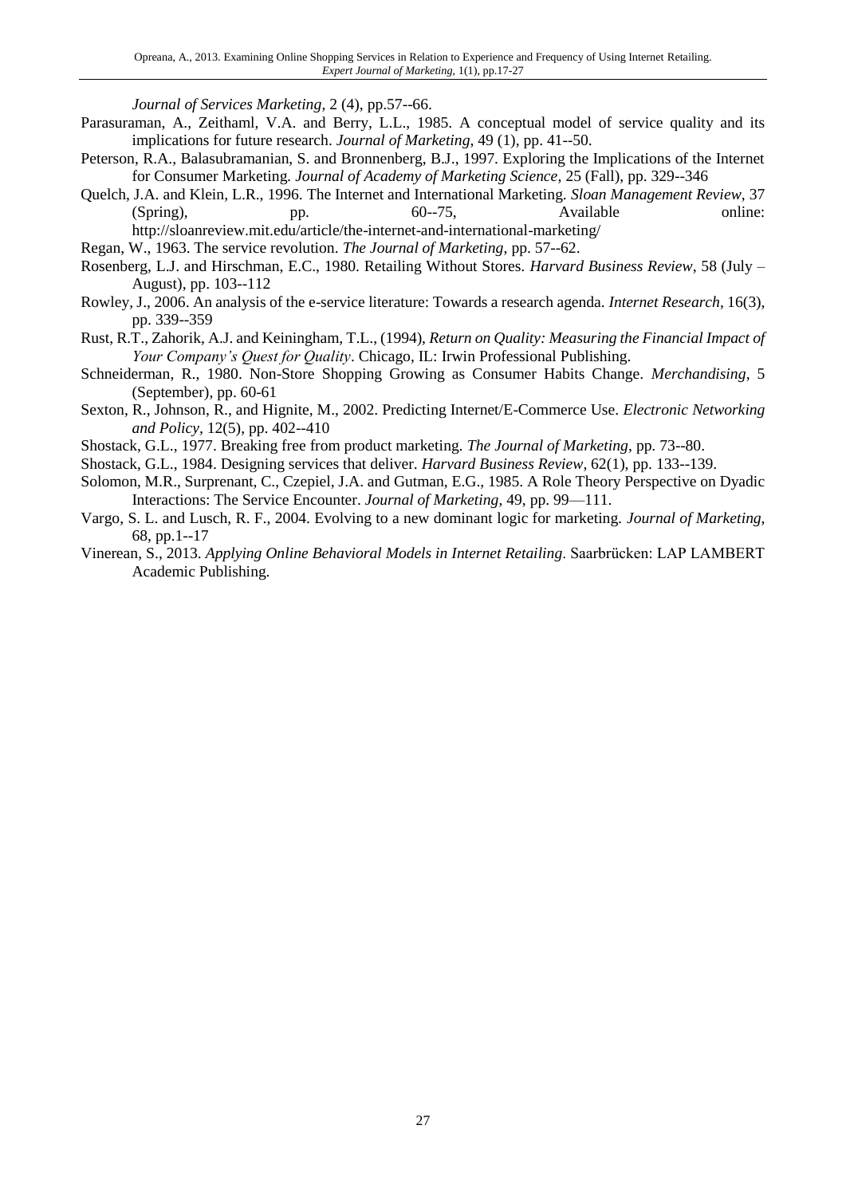*Journal of Services Marketing*, 2 (4), pp.57--66.

Parasuraman, A., Zeithaml, V.A. and Berry, L.L., 1985. A conceptual model of service quality and its implications for future research. *Journal of Marketing*, 49 (1), pp. 41--50.

Peterson, R.A., Balasubramanian, S. and Bronnenberg, B.J., 1997. Exploring the Implications of the Internet for Consumer Marketing. *Journal of Academy of Marketing Science*, 25 (Fall), pp. 329--346

Quelch, J.A. and Klein, L.R., 1996. The Internet and International Marketing. *Sloan Management Review*, 37 (Spring), pp. 60--75, Available online: http://sloanreview.mit.edu/article/the-internet-and-international-marketing/

Regan, W., 1963. The service revolution. *The Journal of Marketing*, pp. 57--62.

Rosenberg, L.J. and Hirschman, E.C., 1980. Retailing Without Stores. *Harvard Business Review*, 58 (July – August), pp. 103--112

Rowley, J., 2006. An analysis of the e-service literature: Towards a research agenda. *Internet Research*, 16(3), pp. 339--359

Rust, R.T., Zahorik, A.J. and Keiningham, T.L., (1994), *Return on Quality: Measuring the Financial Impact of Your Company's Quest for Quality*. Chicago, IL: Irwin Professional Publishing.

Schneiderman, R., 1980. Non-Store Shopping Growing as Consumer Habits Change. *Merchandising*, 5 (September), pp. 60-61

Sexton, R., Johnson, R., and Hignite, M., 2002. Predicting Internet/E-Commerce Use. *Electronic Networking and Policy*, 12(5), pp. 402--410

Shostack, G.L., 1977. Breaking free from product marketing. *The Journal of Marketing*, pp. 73--80.

Shostack, G.L., 1984. Designing services that deliver. *Harvard Business Review*, 62(1), pp. 133--139.

Solomon, M.R., Surprenant, C., Czepiel, J.A. and Gutman, E.G., 1985. A Role Theory Perspective on Dyadic Interactions: The Service Encounter. *Journal of Marketing*, 49, pp. 99—111.

Vargo, S. L. and Lusch, R. F., 2004. Evolving to a new dominant logic for marketing. *Journal of Marketing*, 68, pp.1--17

Vinerean, S., 2013. *Applying Online Behavioral Models in Internet Retailing*. Saarbrücken: LAP LAMBERT Academic Publishing.